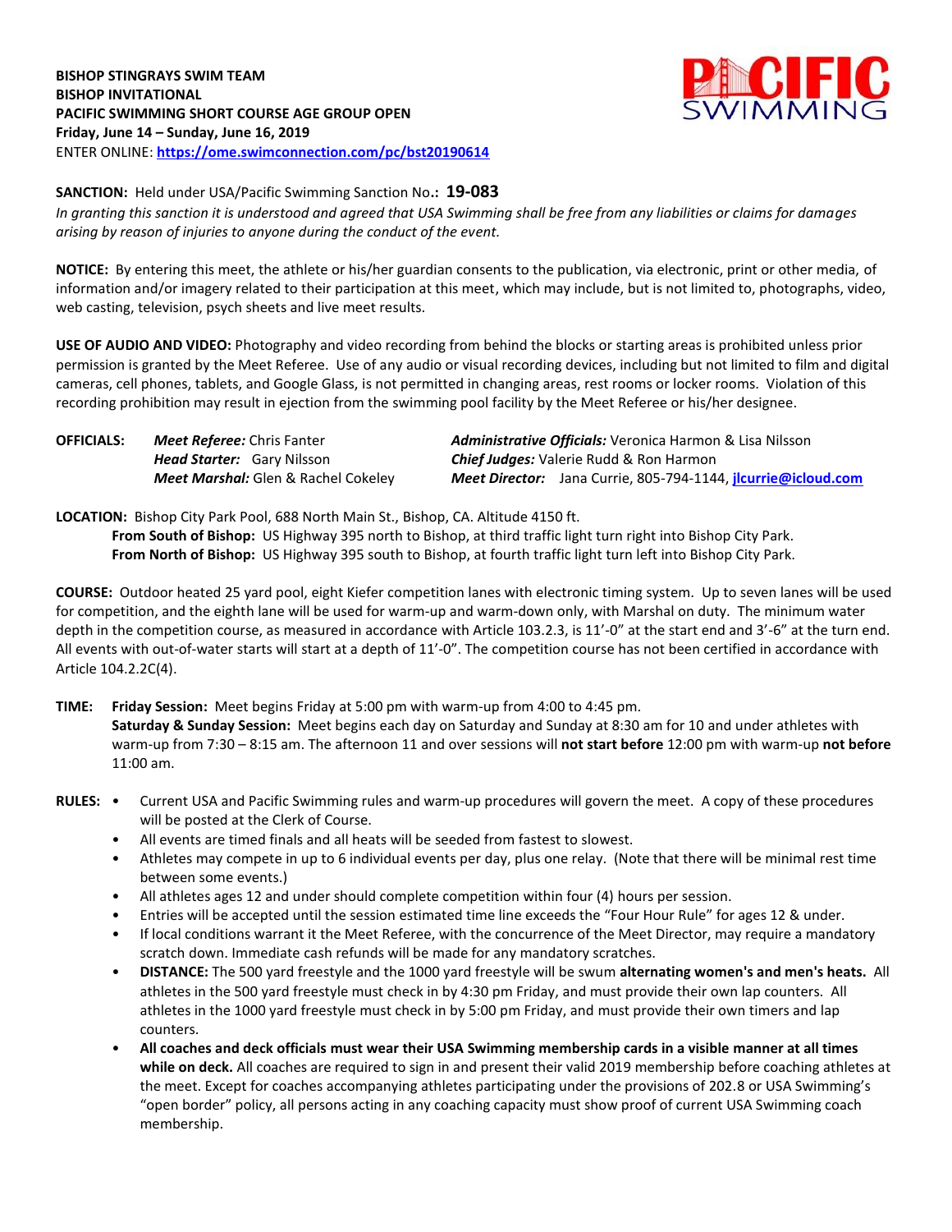**BISHOP STINGRAYS SWIM TEAM**
**BISHOP INVITATIONAL**
**PACIFIC SWIMMING SHORT COURSE AGE GROUP OPEN**
**Friday, June 14 – Sunday, June 16, 2019**
ENTER ONLINE: **https://ome.swimconnection.com/pc/bst20190614**

**SANCTION:** Held under USA/Pacific Swimming Sanction No**.: 19-083**
*In granting this sanction it is understood and agreed that USA Swimming shall be free from any liabilities or claims for damages arising by reason of injuries to anyone during the conduct of the event.*

**NOTICE:** By entering this meet, the athlete or his/her guardian consents to the publication, via electronic, print or other media, of information and/or imagery related to their participation at this meet, which may include, but is not limited to, photographs, video, web casting, television, psych sheets and live meet results.

**USE OF AUDIO AND VIDEO:** Photography and video recording from behind the blocks or starting areas is prohibited unless prior permission is granted by the Meet Referee. Use of any audio or visual recording devices, including but not limited to film and digital cameras, cell phones, tablets, and Google Glass, is not permitted in changing areas, rest rooms or locker rooms. Violation of this recording prohibition may result in ejection from the swimming pool facility by the Meet Referee or his/her designee.

**OFFICIALS:**
***Meet Referee:*** Chris Fanter
***Head Starter:*** Gary Nilsson
***Meet Marshal:*** Glen & Rachel Cokeley
***Administrative Officials:*** Veronica Harmon & Lisa Nilsson
***Chief Judges:*** Valerie Rudd & Ron Harmon
***Meet Director:*** Jana Currie, 805-794-1144, **jlcurrie@icloud.com**

**LOCATION:** Bishop City Park Pool, 688 North Main St., Bishop, CA. Altitude 4150 ft.
**From South of Bishop:** US Highway 395 north to Bishop, at third traffic light turn right into Bishop City Park.
**From North of Bishop:** US Highway 395 south to Bishop, at fourth traffic light turn left into Bishop City Park.

**COURSE:** Outdoor heated 25 yard pool, eight Kiefer competition lanes with electronic timing system. Up to seven lanes will be used for competition, and the eighth lane will be used for warm-up and warm-down only, with Marshal on duty. The minimum water depth in the competition course, as measured in accordance with Article 103.2.3, is 11'-0" at the start end and 3'-6" at the turn end. All events with out-of-water starts will start at a depth of 11'-0". The competition course has not been certified in accordance with Article 104.2.2C(4).

**TIME:** **Friday Session:** Meet begins Friday at 5:00 pm with warm-up from 4:00 to 4:45 pm.
**Saturday & Sunday Session:** Meet begins each day on Saturday and Sunday at 8:30 am for 10 and under athletes with warm-up from 7:30 – 8:15 am. The afternoon 11 and over sessions will **not start before** 12:00 pm with warm-up **not before** 11:00 am.

**RULES:**
- Current USA and Pacific Swimming rules and warm-up procedures will govern the meet. A copy of these procedures will be posted at the Clerk of Course.
- All events are timed finals and all heats will be seeded from fastest to slowest.
- Athletes may compete in up to 6 individual events per day, plus one relay. (Note that there will be minimal rest time between some events.)
- All athletes ages 12 and under should complete competition within four (4) hours per session.
- Entries will be accepted until the session estimated time line exceeds the "Four Hour Rule" for ages 12 & under.
- If local conditions warrant it the Meet Referee, with the concurrence of the Meet Director, may require a mandatory scratch down. Immediate cash refunds will be made for any mandatory scratches.
- **DISTANCE:** The 500 yard freestyle and the 1000 yard freestyle will be swum **alternating women's and men's heats.** All athletes in the 500 yard freestyle must check in by 4:30 pm Friday, and must provide their own lap counters. All athletes in the 1000 yard freestyle must check in by 5:00 pm Friday, and must provide their own timers and lap counters.
- **All coaches and deck officials must wear their USA Swimming membership cards in a visible manner at all times while on deck.** All coaches are required to sign in and present their valid 2019 membership before coaching athletes at the meet. Except for coaches accompanying athletes participating under the provisions of 202.8 or USA Swimming's "open border" policy, all persons acting in any coaching capacity must show proof of current USA Swimming coach membership.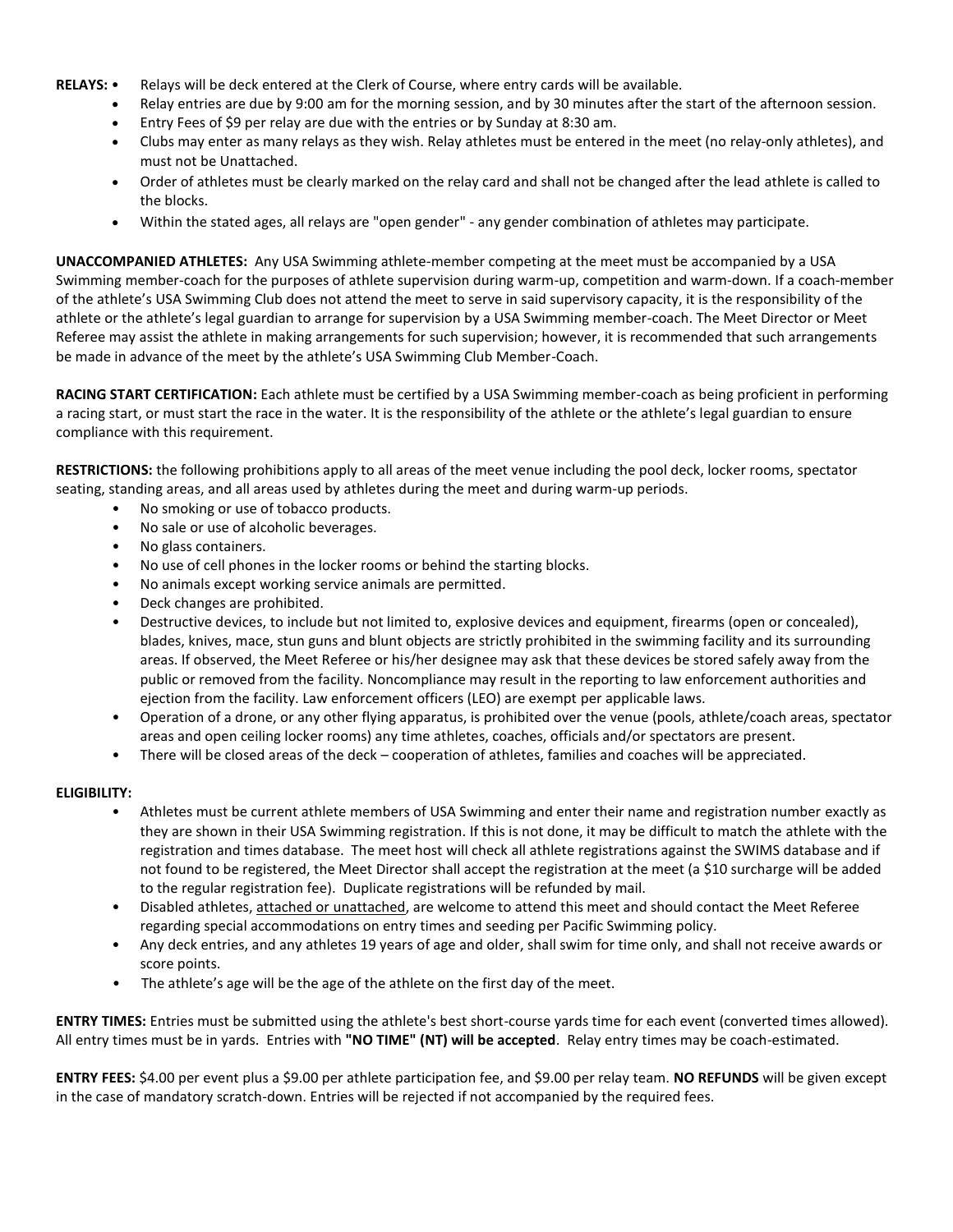**RELAYS:**

- Relays will be deck entered at the Clerk of Course, where entry cards will be available.
- Relay entries are due by 9:00 am for the morning session, and by 30 minutes after the start of the afternoon session.
- Entry Fees of $9 per relay are due with the entries or by Sunday at 8:30 am.
- Clubs may enter as many relays as they wish. Relay athletes must be entered in the meet (no relay-only athletes), and must not be Unattached.
- Order of athletes must be clearly marked on the relay card and shall not be changed after the lead athlete is called to the blocks.
- Within the stated ages, all relays are "open gender" - any gender combination of athletes may participate.

**UNACCOMPANIED ATHLETES:** Any USA Swimming athlete-member competing at the meet must be accompanied by a USA Swimming member-coach for the purposes of athlete supervision during warm-up, competition and warm-down. If a coach-member of the athlete's USA Swimming Club does not attend the meet to serve in said supervisory capacity, it is the responsibility of the athlete or the athlete's legal guardian to arrange for supervision by a USA Swimming member-coach. The Meet Director or Meet Referee may assist the athlete in making arrangements for such supervision; however, it is recommended that such arrangements be made in advance of the meet by the athlete's USA Swimming Club Member-Coach.

**RACING START CERTIFICATION:** Each athlete must be certified by a USA Swimming member-coach as being proficient in performing a racing start, or must start the race in the water. It is the responsibility of the athlete or the athlete's legal guardian to ensure compliance with this requirement.

**RESTRICTIONS:** the following prohibitions apply to all areas of the meet venue including the pool deck, locker rooms, spectator seating, standing areas, and all areas used by athletes during the meet and during warm-up periods.

- No smoking or use of tobacco products.
- No sale or use of alcoholic beverages.
- No glass containers.
- No use of cell phones in the locker rooms or behind the starting blocks.
- No animals except working service animals are permitted.
- Deck changes are prohibited.
- Destructive devices, to include but not limited to, explosive devices and equipment, firearms (open or concealed), blades, knives, mace, stun guns and blunt objects are strictly prohibited in the swimming facility and its surrounding areas. If observed, the Meet Referee or his/her designee may ask that these devices be stored safely away from the public or removed from the facility. Noncompliance may result in the reporting to law enforcement authorities and ejection from the facility. Law enforcement officers (LEO) are exempt per applicable laws.
- Operation of a drone, or any other flying apparatus, is prohibited over the venue (pools, athlete/coach areas, spectator areas and open ceiling locker rooms) any time athletes, coaches, officials and/or spectators are present.
- There will be closed areas of the deck – cooperation of athletes, families and coaches will be appreciated.

**ELIGIBILITY:**

- Athletes must be current athlete members of USA Swimming and enter their name and registration number exactly as they are shown in their USA Swimming registration. If this is not done, it may be difficult to match the athlete with the registration and times database. The meet host will check all athlete registrations against the SWIMS database and if not found to be registered, the Meet Director shall accept the registration at the meet (a $10 surcharge will be added to the regular registration fee). Duplicate registrations will be refunded by mail.
- Disabled athletes, attached or unattached, are welcome to attend this meet and should contact the Meet Referee regarding special accommodations on entry times and seeding per Pacific Swimming policy.
- Any deck entries, and any athletes 19 years of age and older, shall swim for time only, and shall not receive awards or score points.
- The athlete's age will be the age of the athlete on the first day of the meet.

**ENTRY TIMES:** Entries must be submitted using the athlete's best short-course yards time for each event (converted times allowed). All entry times must be in yards. Entries with **"NO TIME" (NT) will be accepted**. Relay entry times may be coach-estimated.

**ENTRY FEES:** $4.00 per event plus a $9.00 per athlete participation fee, and $9.00 per relay team. **NO REFUNDS** will be given except in the case of mandatory scratch-down. Entries will be rejected if not accompanied by the required fees.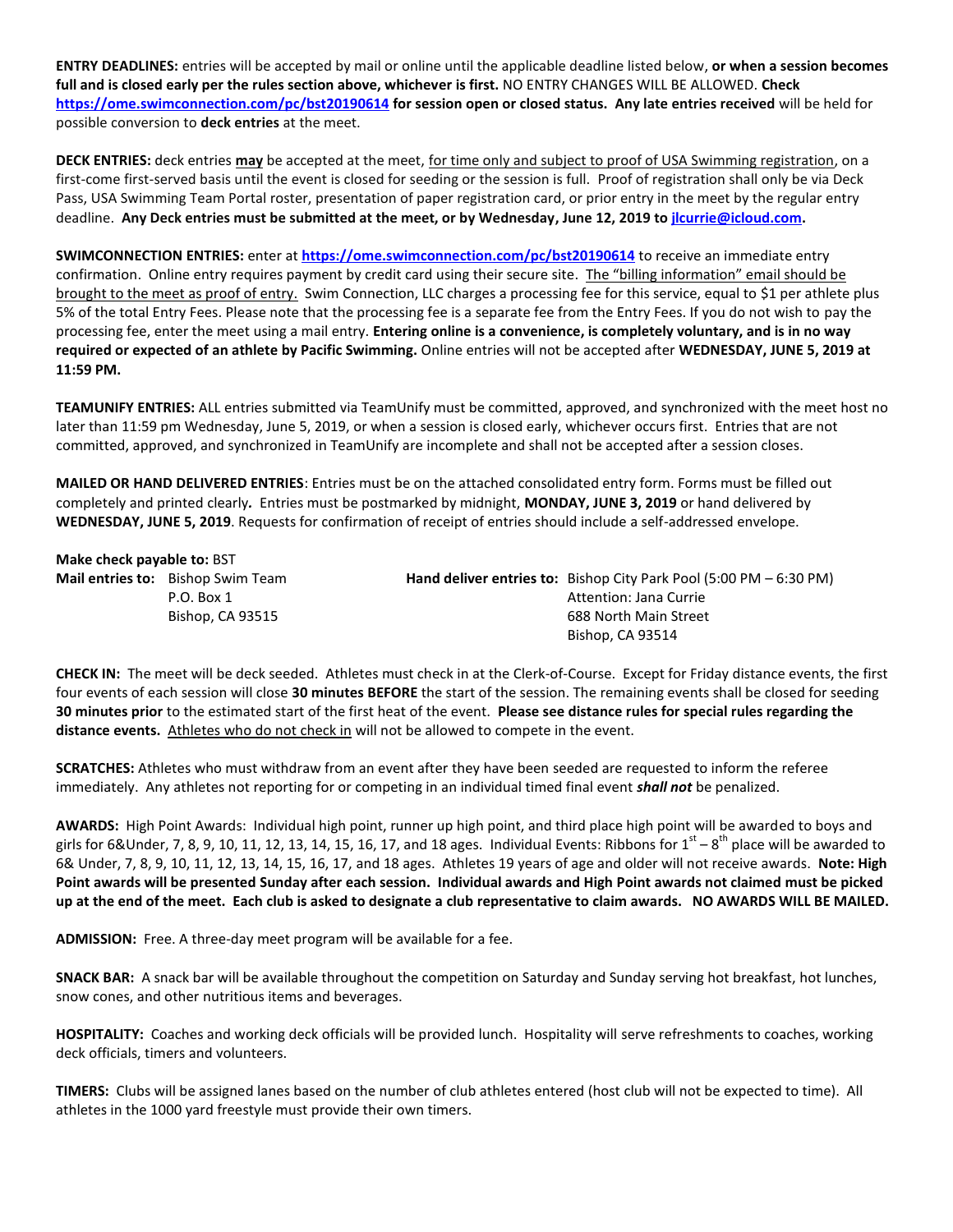**ENTRY DEADLINES:** entries will be accepted by mail or online until the applicable deadline listed below, **or when a session becomes full and is closed early per the rules section above, whichever is first.** NO ENTRY CHANGES WILL BE ALLOWED. **Check https://ome.swimconnection.com/pc/bst20190614 for session open or closed status. Any late entries received** will be held for possible conversion to **deck entries** at the meet.

**DECK ENTRIES:** deck entries **may** be accepted at the meet, for time only and subject to proof of USA Swimming registration, on a first-come first-served basis until the event is closed for seeding or the session is full. Proof of registration shall only be via Deck Pass, USA Swimming Team Portal roster, presentation of paper registration card, or prior entry in the meet by the regular entry deadline. **Any Deck entries must be submitted at the meet, or by Wednesday, June 12, 2019 to jlcurrie@icloud.com.**

**SWIMCONNECTION ENTRIES:** enter at **https://ome.swimconnection.com/pc/bst20190614** to receive an immediate entry confirmation. Online entry requires payment by credit card using their secure site. The "billing information" email should be brought to the meet as proof of entry. Swim Connection, LLC charges a processing fee for this service, equal to $1 per athlete plus 5% of the total Entry Fees. Please note that the processing fee is a separate fee from the Entry Fees. If you do not wish to pay the processing fee, enter the meet using a mail entry. **Entering online is a convenience, is completely voluntary, and is in no way required or expected of an athlete by Pacific Swimming.** Online entries will not be accepted after **WEDNESDAY, JUNE 5, 2019 at 11:59 PM.**

**TEAMUNIFY ENTRIES:** ALL entries submitted via TeamUnify must be committed, approved, and synchronized with the meet host no later than 11:59 pm Wednesday, June 5, 2019, or when a session is closed early, whichever occurs first. Entries that are not committed, approved, and synchronized in TeamUnify are incomplete and shall not be accepted after a session closes.

**MAILED OR HAND DELIVERED ENTRIES**: Entries must be on the attached consolidated entry form. Forms must be filled out completely and printed clearly**.** Entries must be postmarked by midnight, **MONDAY, JUNE 3, 2019** or hand delivered by **WEDNESDAY, JUNE 5, 2019**. Requests for confirmation of receipt of entries should include a self-addressed envelope.

**Make check payable to:** BST

**Mail entries to:** Bishop Swim Team
P.O. Box 1
Bishop, CA 93515

**Hand deliver entries to:** Bishop City Park Pool (5:00 PM – 6:30 PM)
Attention: Jana Currie
688 North Main Street
Bishop, CA 93514

**CHECK IN:** The meet will be deck seeded. Athletes must check in at the Clerk-of-Course. Except for Friday distance events, the first four events of each session will close **30 minutes BEFORE** the start of the session. The remaining events shall be closed for seeding **30 minutes prior** to the estimated start of the first heat of the event. **Please see distance rules for special rules regarding the distance events.** Athletes who do not check in will not be allowed to compete in the event.

**SCRATCHES:** Athletes who must withdraw from an event after they have been seeded are requested to inform the referee immediately. Any athletes not reporting for or competing in an individual timed final event ***shall not*** be penalized.

**AWARDS:** High Point Awards: Individual high point, runner up high point, and third place high point will be awarded to boys and girls for 6&Under, 7, 8, 9, 10, 11, 12, 13, 14, 15, 16, 17, and 18 ages. Individual Events: Ribbons for 1st – 8th place will be awarded to 6& Under, 7, 8, 9, 10, 11, 12, 13, 14, 15, 16, 17, and 18 ages. Athletes 19 years of age and older will not receive awards. **Note: High Point awards will be presented Sunday after each session. Individual awards and High Point awards not claimed must be picked up at the end of the meet. Each club is asked to designate a club representative to claim awards. NO AWARDS WILL BE MAILED.**

**ADMISSION:** Free. A three-day meet program will be available for a fee.

**SNACK BAR:** A snack bar will be available throughout the competition on Saturday and Sunday serving hot breakfast, hot lunches, snow cones, and other nutritious items and beverages.

**HOSPITALITY:** Coaches and working deck officials will be provided lunch. Hospitality will serve refreshments to coaches, working deck officials, timers and volunteers.

**TIMERS:** Clubs will be assigned lanes based on the number of club athletes entered (host club will not be expected to time). All athletes in the 1000 yard freestyle must provide their own timers.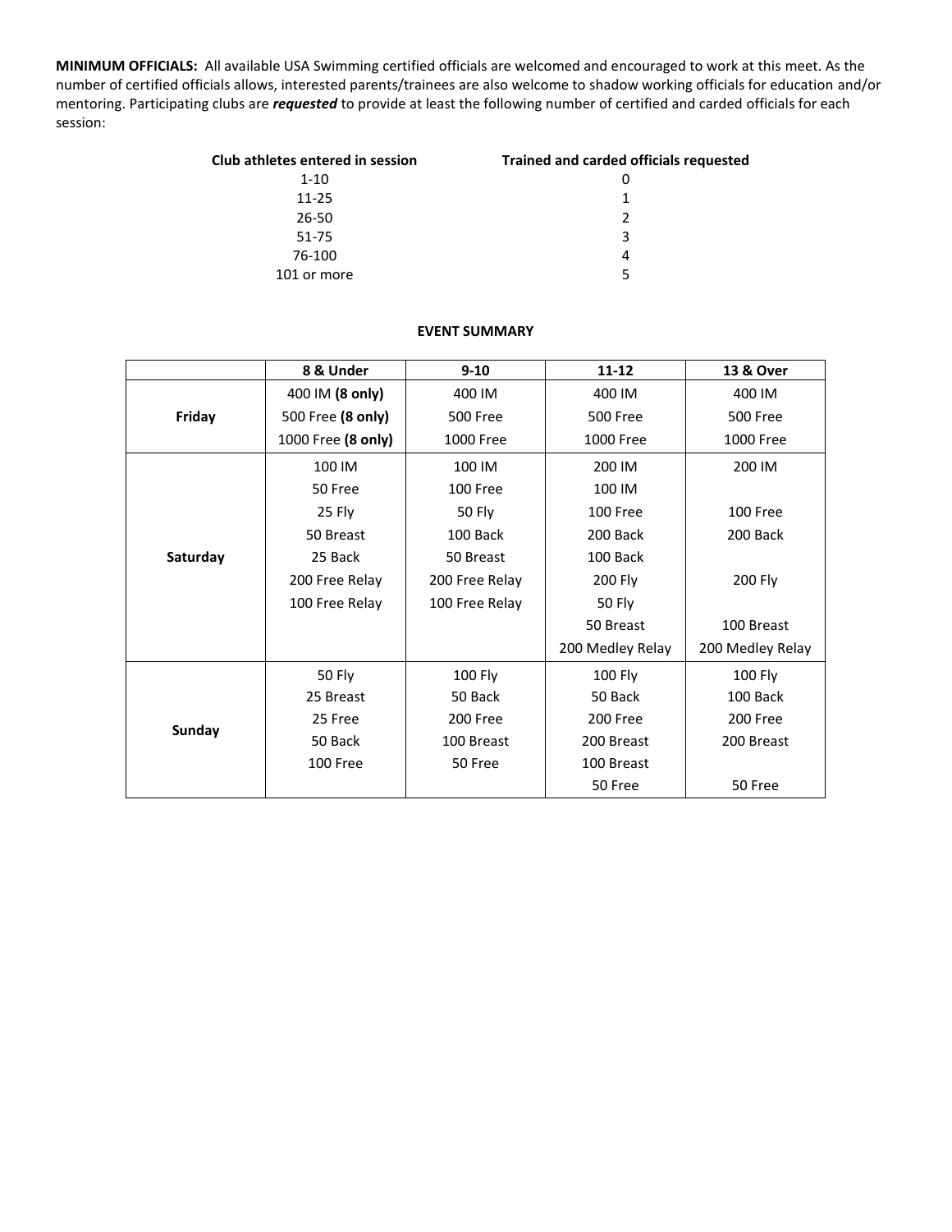**MINIMUM OFFICIALS:** All available USA Swimming certified officials are welcomed and encouraged to work at this meet. As the number of certified officials allows, interested parents/trainees are also welcome to shadow working officials for education and/or mentoring. Participating clubs are ***requested*** to provide at least the following number of certified and carded officials for each session:

| Club athletes entered in session | Trained and carded officials requested |
|---|---|
| 1-10 | 0 |
| 11-25 | 1 |
| 26-50 | 2 |
| 51-75 | 3 |
| 76-100 | 4 |
| 101 or more | 5 |

**EVENT SUMMARY**

| | 8 & Under | 9-10 | 11-12 | 13 & Over |
|---|---|---|---|---|
| **Friday** | 400 IM **(8 only)** | 400 IM | 400 IM | 400 IM |
| | 500 Free **(8 only)** | 500 Free | 500 Free | 500 Free |
| | 1000 Free **(8 only)** | 1000 Free | 1000 Free | 1000 Free |
| **Saturday** | 100 IM | 100 IM | 200 IM | 200 IM |
| | 50 Free | 100 Free | 100 IM | |
| | 25 Fly | 50 Fly | 100 Free | 100 Free |
| | 50 Breast | 100 Back | 200 Back | 200 Back |
| | 25 Back | 50 Breast | 100 Back | |
| | 200 Free Relay | 200 Free Relay | 200 Fly | 200 Fly |
| | 100 Free Relay | 100 Free Relay | 50 Fly | |
| | | | 50 Breast | 100 Breast |
| | | | 200 Medley Relay | 200 Medley Relay |
| **Sunday** | 50 Fly | 100 Fly | 100 Fly | 100 Fly |
| | 25 Breast | 50 Back | 50 Back | 100 Back |
| | 25 Free | 200 Free | 200 Free | 200 Free |
| | 50 Back | 100 Breast | 200 Breast | 200 Breast |
| | 100 Free | 50 Free | 100 Breast | |
| | | | 50 Free | 50 Free |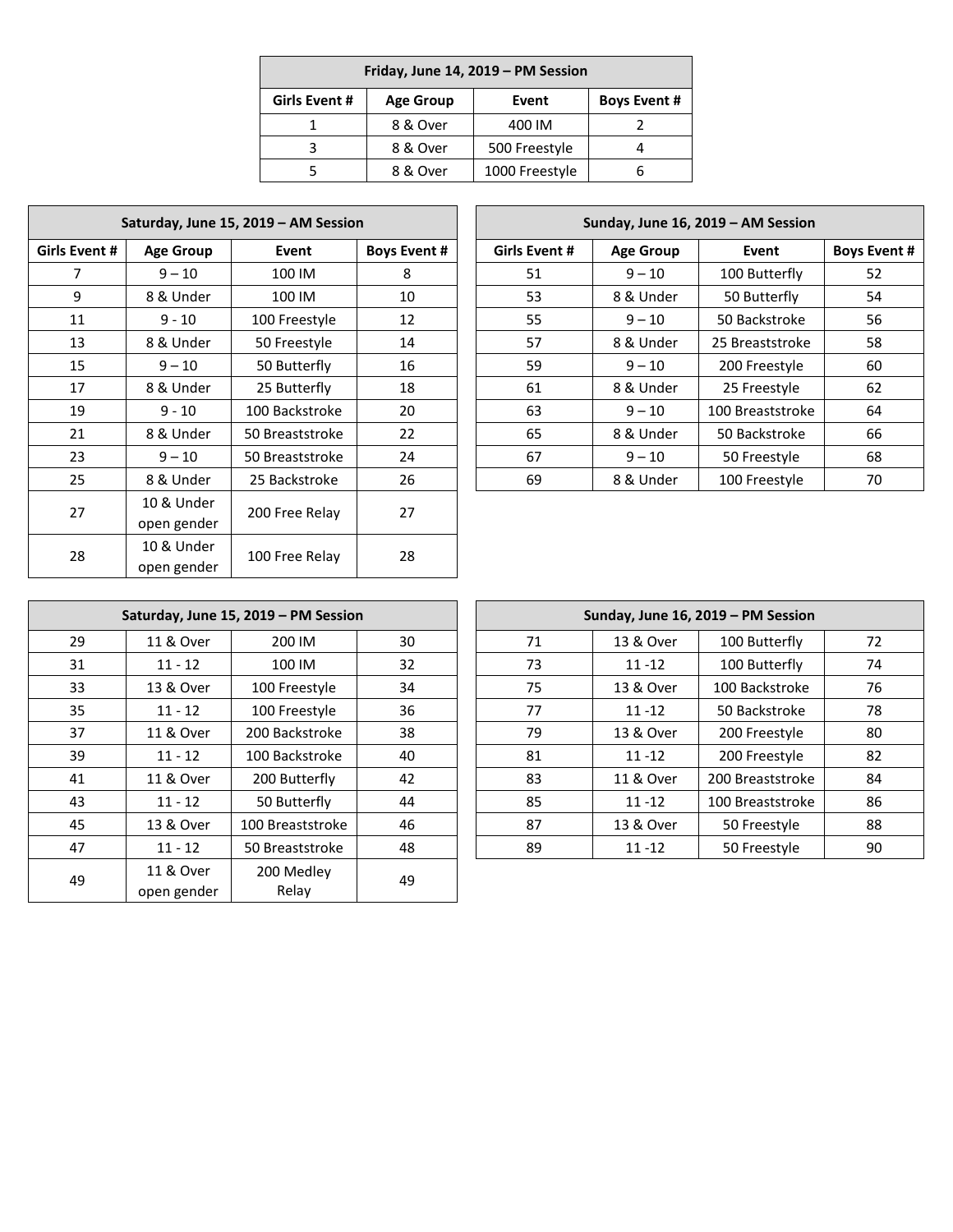| Friday, June 14, 2019 – PM Session | | | |
|---|---|---|---|
| **Girls Event #** | **Age Group** | **Event** | **Boys Event #** |
| 1 | 8 & Over | 400 IM | 2 |
| 3 | 8 & Over | 500 Freestyle | 4 |
| 5 | 8 & Over | 1000 Freestyle | 6 |

| Saturday, June 15, 2019 – AM Session | | | |
|---|---|---|---|
| **Girls Event #** | **Age Group** | **Event** | **Boys Event #** |
| 7 | 9 – 10 | 100 IM | 8 |
| 9 | 8 & Under | 100 IM | 10 |
| 11 | 9 - 10 | 100 Freestyle | 12 |
| 13 | 8 & Under | 50 Freestyle | 14 |
| 15 | 9 – 10 | 50 Butterfly | 16 |
| 17 | 8 & Under | 25 Butterfly | 18 |
| 19 | 9 - 10 | 100 Backstroke | 20 |
| 21 | 8 & Under | 50 Breaststroke | 22 |
| 23 | 9 – 10 | 50 Breaststroke | 24 |
| 25 | 8 & Under | 25 Backstroke | 26 |
| 27 | 10 & Under open gender | 200 Free Relay | 27 |
| 28 | 10 & Under open gender | 100 Free Relay | 28 |

| Sunday, June 16, 2019 – AM Session | | | |
|---|---|---|---|
| **Girls Event #** | **Age Group** | **Event** | **Boys Event #** |
| 51 | 9 – 10 | 100 Butterfly | 52 |
| 53 | 8 & Under | 50 Butterfly | 54 |
| 55 | 9 – 10 | 50 Backstroke | 56 |
| 57 | 8 & Under | 25 Breaststroke | 58 |
| 59 | 9 – 10 | 200 Freestyle | 60 |
| 61 | 8 & Under | 25 Freestyle | 62 |
| 63 | 9 – 10 | 100 Breaststroke | 64 |
| 65 | 8 & Under | 50 Backstroke | 66 |
| 67 | 9 – 10 | 50 Freestyle | 68 |
| 69 | 8 & Under | 100 Freestyle | 70 |

| Saturday, June 15, 2019 – PM Session | | | |
|---|---|---|---|
| 29 | 11 & Over | 200 IM | 30 |
| 31 | 11 - 12 | 100 IM | 32 |
| 33 | 13 & Over | 100 Freestyle | 34 |
| 35 | 11 - 12 | 100 Freestyle | 36 |
| 37 | 11 & Over | 200 Backstroke | 38 |
| 39 | 11 - 12 | 100 Backstroke | 40 |
| 41 | 11 & Over | 200 Butterfly | 42 |
| 43 | 11 - 12 | 50 Butterfly | 44 |
| 45 | 13 & Over | 100 Breaststroke | 46 |
| 47 | 11 - 12 | 50 Breaststroke | 48 |
| 49 | 11 & Over open gender | 200 Medley Relay | 49 |

| Sunday, June 16, 2019 – PM Session | | | |
|---|---|---|---|
| 71 | 13 & Over | 100 Butterfly | 72 |
| 73 | 11 -12 | 100 Butterfly | 74 |
| 75 | 13 & Over | 100 Backstroke | 76 |
| 77 | 11 -12 | 50 Backstroke | 78 |
| 79 | 13 & Over | 200 Freestyle | 80 |
| 81 | 11 -12 | 200 Freestyle | 82 |
| 83 | 11 & Over | 200 Breaststroke | 84 |
| 85 | 11 -12 | 100 Breaststroke | 86 |
| 87 | 13 & Over | 50 Freestyle | 88 |
| 89 | 11 -12 | 50 Freestyle | 90 |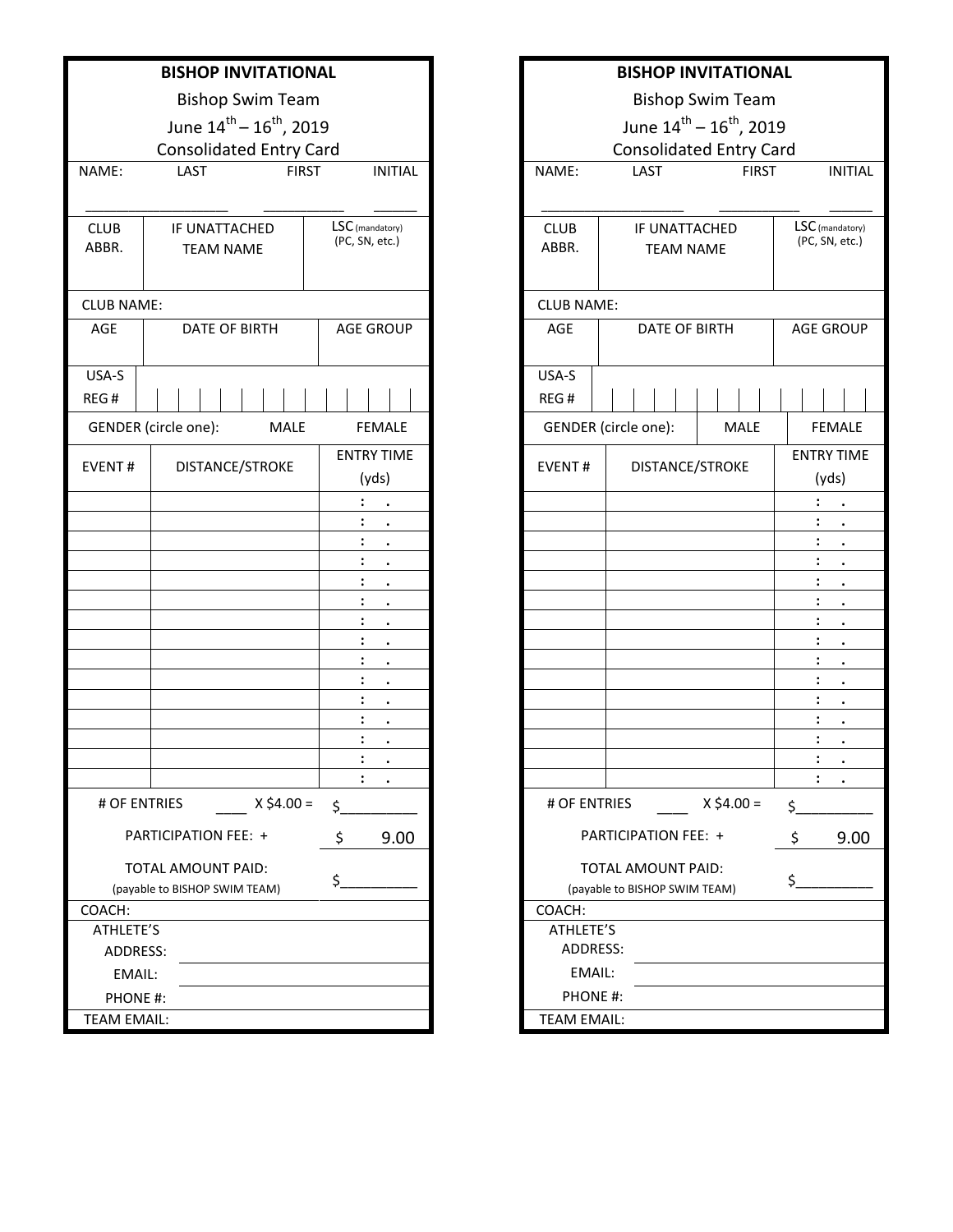**BISHOP INVITATIONAL**

Bishop Swim Team

June 14th – 16th, 2019

Consolidated Entry Card

| NAME: | LAST | FIRST | INITIAL |
|---|---|---|---|
| | ________________ | __________ | _____ |

| CLUB ABBR. | IF UNATTACHED TEAM NAME | LSC (mandatory) (PC, SN, etc.) |
|---|---|---|
| | | |

CLUB NAME:

| AGE | DATE OF BIRTH | AGE GROUP |
|---|---|---|
| | | |

USA-S REG #

GENDER (circle one): MALE FEMALE

| EVENT # | DISTANCE/STROKE | ENTRY TIME (yds) |
|---|---|---|
| | | : . |
| | | : . |
| | | : . |
| | | : . |
| | | : . |
| | | : . |
| | | : . |
| | | : . |
| | | : . |
| | | : . |
| | | : . |
| | | : . |
| | | : . |
| | | : . |
| | | : . |

# OF ENTRIES ____ X $4.00 = $__________

PARTICIPATION FEE: + $ 9.00

TOTAL AMOUNT PAID: (payable to BISHOP SWIM TEAM) $__________

COACH:

ATHLETE'S ADDRESS:

EMAIL:

PHONE #:

TEAM EMAIL:

**BISHOP INVITATIONAL**

Bishop Swim Team

June 14th – 16th, 2019

Consolidated Entry Card

| NAME: | LAST | FIRST | INITIAL |
|---|---|---|---|
| | ________________ | __________ | _____ |

| CLUB ABBR. | IF UNATTACHED TEAM NAME | LSC (mandatory) (PC, SN, etc.) |
|---|---|---|
| | | |

CLUB NAME:

| AGE | DATE OF BIRTH | AGE GROUP |
|---|---|---|
| | | |

USA-S REG #

GENDER (circle one): MALE FEMALE

| EVENT # | DISTANCE/STROKE | ENTRY TIME (yds) |
|---|---|---|
| | | : . |
| | | : . |
| | | : . |
| | | : . |
| | | : . |
| | | : . |
| | | : . |
| | | : . |
| | | : . |
| | | : . |
| | | : . |
| | | : . |
| | | : . |
| | | : . |
| | | : . |

# OF ENTRIES ____ X $4.00 = $__________

PARTICIPATION FEE: + $ 9.00

TOTAL AMOUNT PAID: (payable to BISHOP SWIM TEAM) $__________

COACH:

ATHLETE'S ADDRESS:

EMAIL:

PHONE #:

TEAM EMAIL: